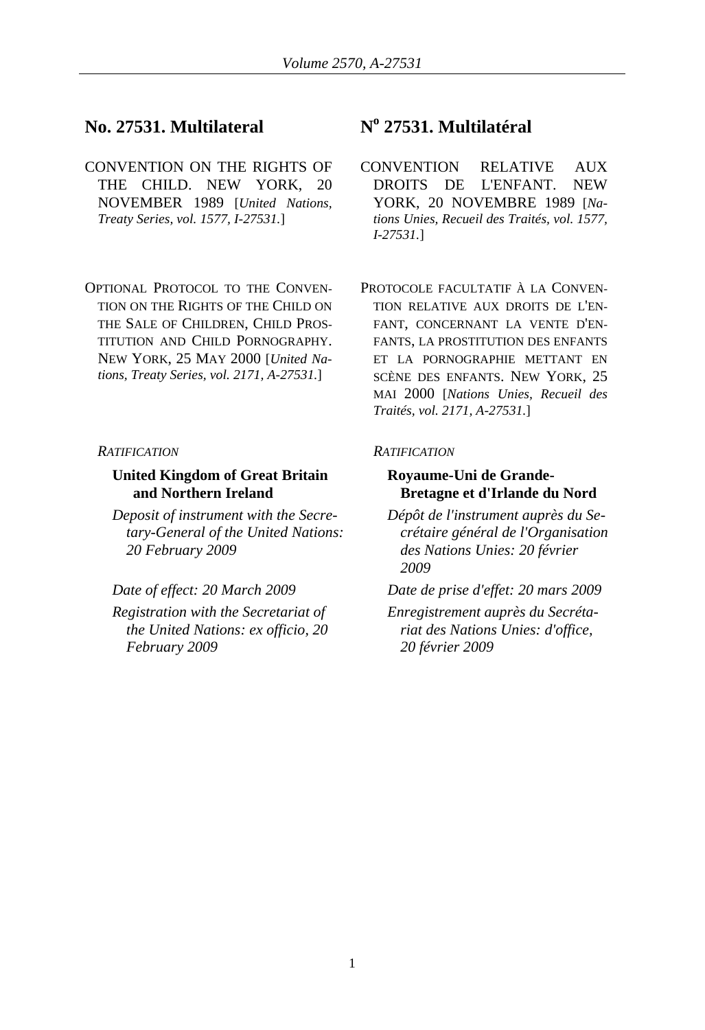## No. 27531. Multilateral

CONVENTION ON THE RIGHTS OF THE CHILD. NEW YORK, 20 NOVEMBER 1989 [*United Nations, Treaty Series, vol. 1577, I-27531.*]

OPTIONAL PROTOCOL TO THE CONVENTION ON THE RIGHTS OF THE CHILD ON THE SALE OF CHILDREN, CHILD PROSTITUTION AND CHILD PORNOGRAPHY. NEW YORK, 25 MAY 2000 [*United Nations, Treaty Series, vol. 2171, A-27531.*]

*RATIFICATION*

**United Kingdom of Great Britain and Northern Ireland**

*Deposit of instrument with the Secretary-General of the United Nations: 20 February 2009*

*Date of effect: 20 March 2009*

*Registration with the Secretariat of the United Nations: ex officio, 20 February 2009*

## N° 27531. Multilatéral

CONVENTION RELATIVE AUX DROITS DE L'ENFANT. NEW YORK, 20 NOVEMBRE 1989 [*Nations Unies, Recueil des Traités, vol. 1577, I-27531.*]

PROTOCOLE FACULTATIF À LA CONVENTION RELATIVE AUX DROITS DE L'ENFANT, CONCERNANT LA VENTE D'ENFANTS, LA PROSTITUTION DES ENFANTS ET LA PORNOGRAPHIE METTANT EN SCÈNE DES ENFANTS. NEW YORK, 25 MAI 2000 [*Nations Unies, Recueil des Traités, vol. 2171, A-27531.*]

*RATIFICATION*

**Royaume-Uni de Grande-Bretagne et d'Irlande du Nord**

*Dépôt de l'instrument auprès du Secrétaire général de l'Organisation des Nations Unies: 20 février 2009*

*Date de prise d'effet: 20 mars 2009*

*Enregistrement auprès du Secrétariat des Nations Unies: d'office, 20 février 2009*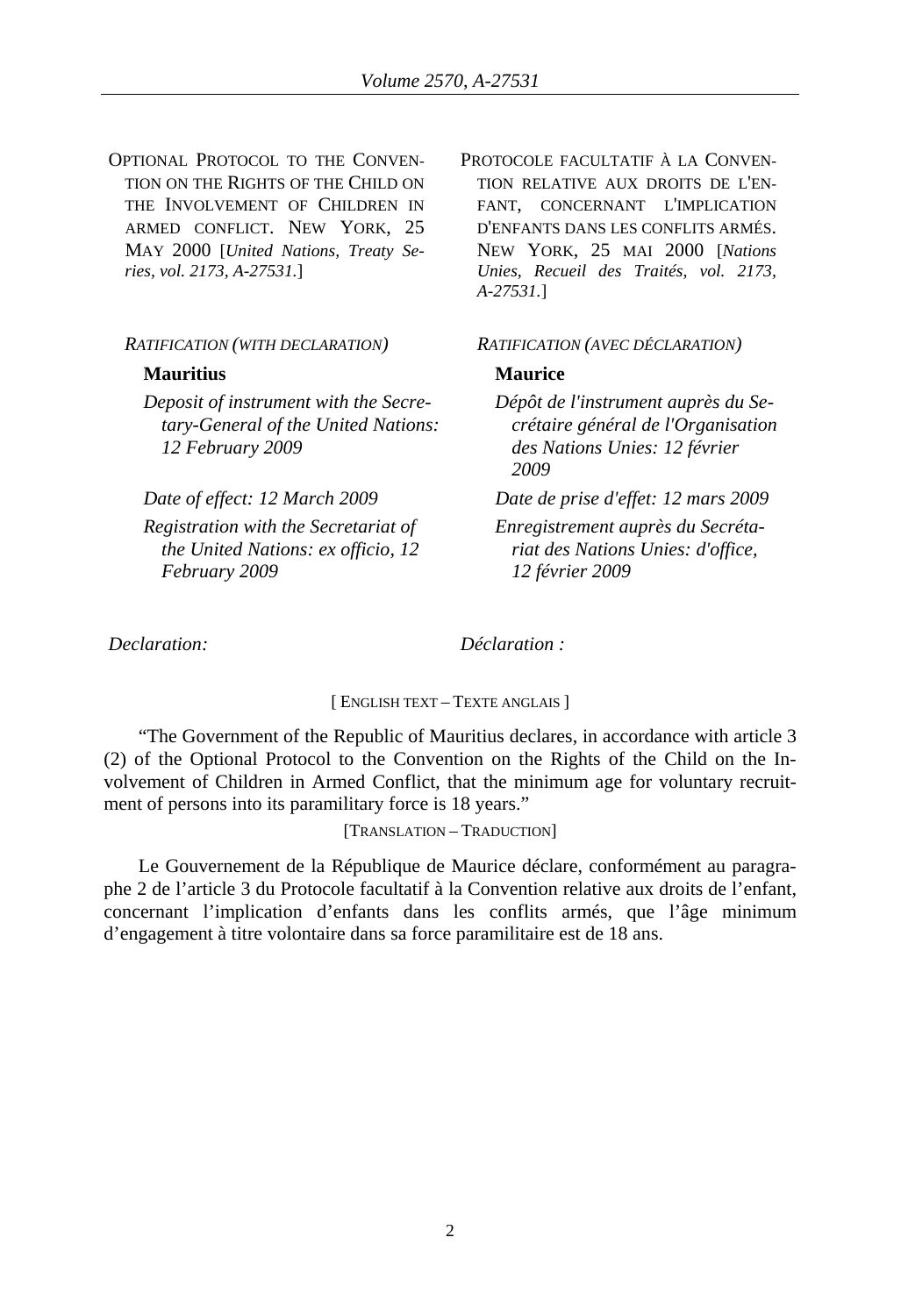OPTIONAL PROTOCOL TO THE CONVENTION ON THE RIGHTS OF THE CHILD ON THE INVOLVEMENT OF CHILDREN IN ARMED CONFLICT. NEW YORK, 25 MAY 2000 [*United Nations, Treaty Series, vol. 2173, A-27531.*]

*RATIFICATION (WITH DECLARATION)*

**Mauritius**

*Deposit of instrument with the Secretary-General of the United Nations: 12 February 2009*

*Date of effect: 12 March 2009*

*Registration with the Secretariat of the United Nations: ex officio, 12 February 2009*

PROTOCOLE FACULTATIF À LA CONVENTION RELATIVE AUX DROITS DE L'ENFANT, CONCERNANT L'IMPLICATION D'ENFANTS DANS LES CONFLITS ARMÉS. NEW YORK, 25 MAI 2000 [*Nations Unies, Recueil des Traités, vol. 2173, A-27531.*]

*RATIFICATION (AVEC DÉCLARATION)*

**Maurice**

*Dépôt de l'instrument auprès du Secrétaire général de l'Organisation des Nations Unies: 12 février 2009*

*Date de prise d'effet: 12 mars 2009*

*Enregistrement auprès du Secrétariat des Nations Unies: d'office, 12 février 2009*

*Declaration:*

*Déclaration :*

[ ENGLISH TEXT – TEXTE ANGLAIS ]

"The Government of the Republic of Mauritius declares, in accordance with article 3 (2) of the Optional Protocol to the Convention on the Rights of the Child on the Involvement of Children in Armed Conflict, that the minimum age for voluntary recruitment of persons into its paramilitary force is 18 years."

[TRANSLATION – TRADUCTION]

Le Gouvernement de la République de Maurice déclare, conformément au paragraphe 2 de l'article 3 du Protocole facultatif à la Convention relative aux droits de l'enfant, concernant l'implication d'enfants dans les conflits armés, que l'âge minimum d'engagement à titre volontaire dans sa force paramilitaire est de 18 ans.